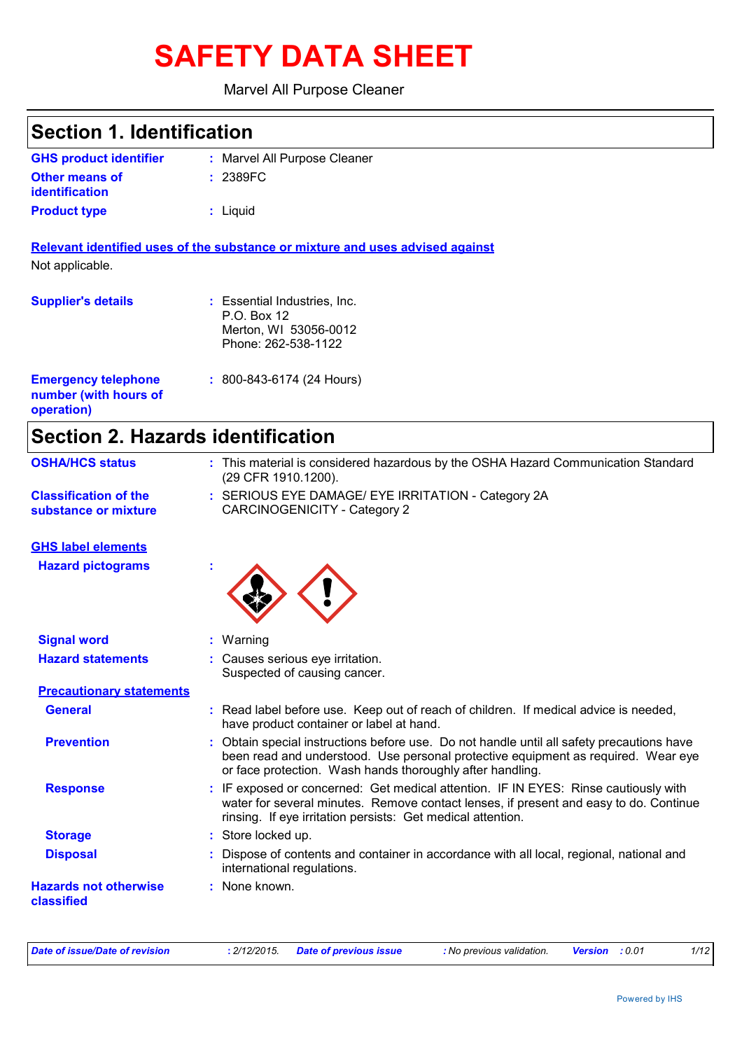# SAFETY DATA SHEET

Marvel All Purpose Cleaner

## Section 1. Identification

**GHS product identifier** : Marvel All Purpose Cleaner

**Other means of identification** : 2389FC

**Product type** : Liquid

**Relevant identified uses of the substance or mixture and uses advised against**

Not applicable.

**Supplier's details** : Essential Industries, Inc.
P.O. Box 12
Merton, WI 53056-0012
Phone: 262-538-1122

**Emergency telephone number (with hours of operation)** : 800-843-6174 (24 Hours)

## Section 2. Hazards identification

**OSHA/HCS status** : This material is considered hazardous by the OSHA Hazard Communication Standard (29 CFR 1910.1200).

**Classification of the substance or mixture** : SERIOUS EYE DAMAGE/ EYE IRRITATION - Category 2A
CARCINOGENICITY - Category 2

**GHS label elements**

**Hazard pictograms** :

**Signal word** : Warning

**Hazard statements** : Causes serious eye irritation.
Suspected of causing cancer.

**Precautionary statements**

**General** : Read label before use. Keep out of reach of children. If medical advice is needed, have product container or label at hand.

**Prevention** : Obtain special instructions before use. Do not handle until all safety precautions have been read and understood. Use personal protective equipment as required. Wear eye or face protection. Wash hands thoroughly after handling.

**Response** : IF exposed or concerned: Get medical attention. IF IN EYES: Rinse cautiously with water for several minutes. Remove contact lenses, if present and easy to do. Continue rinsing. If eye irritation persists: Get medical attention.

**Storage** : Store locked up.

**Disposal** : Dispose of contents and container in accordance with all local, regional, national and international regulations.

**Hazards not otherwise classified** : None known.

*Date of issue/Date of revision* : 2/12/2015. *Date of previous issue* : No previous validation. *Version* : 0.01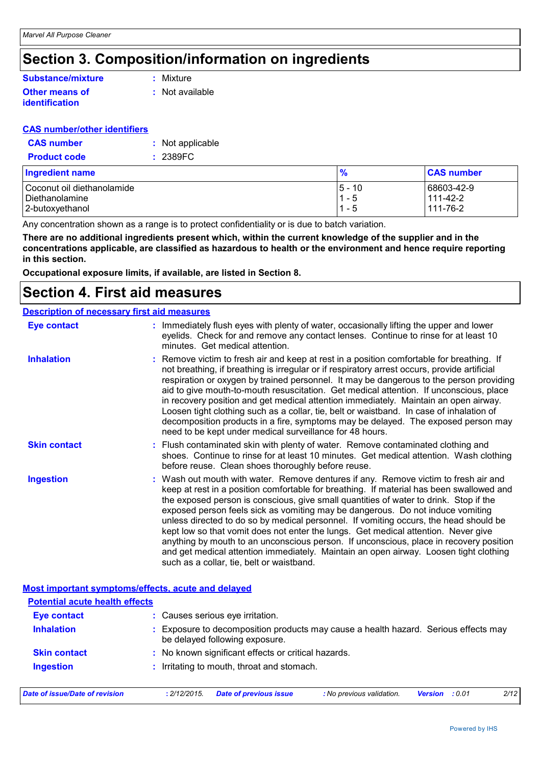# Section 3. Composition/information on ingredients

**Substance/mixture** : Mixture

**Other means of identification** : Not available

**CAS number/other identifiers**

**CAS number** : Not applicable

**Product code** : 2389FC

| Ingredient name | % | CAS number |
|---|---|---|
| Coconut oil diethanolamide | 5 - 10 | 68603-42-9 |
| Diethanolamine | 1 - 5 | 111-42-2 |
| 2-butoxyethanol | 1 - 5 | 111-76-2 |

Any concentration shown as a range is to protect confidentiality or is due to batch variation.

**There are no additional ingredients present which, within the current knowledge of the supplier and in the concentrations applicable, are classified as hazardous to health or the environment and hence require reporting in this section.**

**Occupational exposure limits, if available, are listed in Section 8.**

# Section 4. First aid measures

**Description of necessary first aid measures**

**Eye contact** : Immediately flush eyes with plenty of water, occasionally lifting the upper and lower eyelids. Check for and remove any contact lenses. Continue to rinse for at least 10 minutes. Get medical attention.

**Inhalation** : Remove victim to fresh air and keep at rest in a position comfortable for breathing. If not breathing, if breathing is irregular or if respiratory arrest occurs, provide artificial respiration or oxygen by trained personnel. It may be dangerous to the person providing aid to give mouth-to-mouth resuscitation. Get medical attention. If unconscious, place in recovery position and get medical attention immediately. Maintain an open airway. Loosen tight clothing such as a collar, tie, belt or waistband. In case of inhalation of decomposition products in a fire, symptoms may be delayed. The exposed person may need to be kept under medical surveillance for 48 hours.

**Skin contact** : Flush contaminated skin with plenty of water. Remove contaminated clothing and shoes. Continue to rinse for at least 10 minutes. Get medical attention. Wash clothing before reuse. Clean shoes thoroughly before reuse.

**Ingestion** : Wash out mouth with water. Remove dentures if any. Remove victim to fresh air and keep at rest in a position comfortable for breathing. If material has been swallowed and the exposed person is conscious, give small quantities of water to drink. Stop if the exposed person feels sick as vomiting may be dangerous. Do not induce vomiting unless directed to do so by medical personnel. If vomiting occurs, the head should be kept low so that vomit does not enter the lungs. Get medical attention. Never give anything by mouth to an unconscious person. If unconscious, place in recovery position and get medical attention immediately. Maintain an open airway. Loosen tight clothing such as a collar, tie, belt or waistband.

**Most important symptoms/effects, acute and delayed**

**Potential acute health effects**

**Eye contact** : Causes serious eye irritation.

**Inhalation** : Exposure to decomposition products may cause a health hazard. Serious effects may be delayed following exposure.

**Skin contact** : No known significant effects or critical hazards.

**Ingestion** : Irritating to mouth, throat and stomach.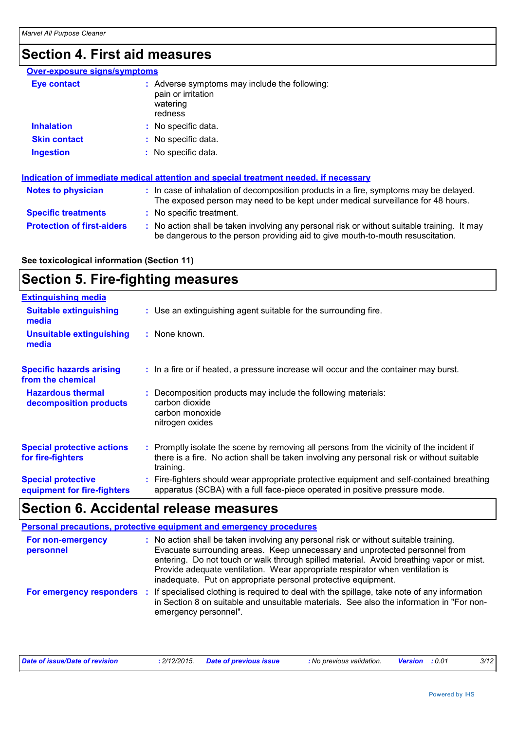## Section 4. First aid measures

**Over-exposure signs/symptoms**

**Eye contact** : Adverse symptoms may include the following:
pain or irritation
watering
redness

**Inhalation** : No specific data.

**Skin contact** : No specific data.

**Ingestion** : No specific data.

**Indication of immediate medical attention and special treatment needed, if necessary**

**Notes to physician** : In case of inhalation of decomposition products in a fire, symptoms may be delayed. The exposed person may need to be kept under medical surveillance for 48 hours.

**Specific treatments** : No specific treatment.

**Protection of first-aiders** : No action shall be taken involving any personal risk or without suitable training. It may be dangerous to the person providing aid to give mouth-to-mouth resuscitation.

**See toxicological information (Section 11)**

## Section 5. Fire-fighting measures

**Extinguishing media**

**Suitable extinguishing media** : Use an extinguishing agent suitable for the surrounding fire.

**Unsuitable extinguishing media** : None known.

**Specific hazards arising from the chemical** : In a fire or if heated, a pressure increase will occur and the container may burst.

**Hazardous thermal decomposition products** : Decomposition products may include the following materials:
carbon dioxide
carbon monoxide
nitrogen oxides

**Special protective actions for fire-fighters** : Promptly isolate the scene by removing all persons from the vicinity of the incident if there is a fire. No action shall be taken involving any personal risk or without suitable training.

**Special protective equipment for fire-fighters** : Fire-fighters should wear appropriate protective equipment and self-contained breathing apparatus (SCBA) with a full face-piece operated in positive pressure mode.

## Section 6. Accidental release measures

**Personal precautions, protective equipment and emergency procedures**

**For non-emergency personnel** : No action shall be taken involving any personal risk or without suitable training. Evacuate surrounding areas. Keep unnecessary and unprotected personnel from entering. Do not touch or walk through spilled material. Avoid breathing vapor or mist. Provide adequate ventilation. Wear appropriate respirator when ventilation is inadequate. Put on appropriate personal protective equipment.

**For emergency responders** : If specialised clothing is required to deal with the spillage, take note of any information in Section 8 on suitable and unsuitable materials. See also the information in "For non-emergency personnel".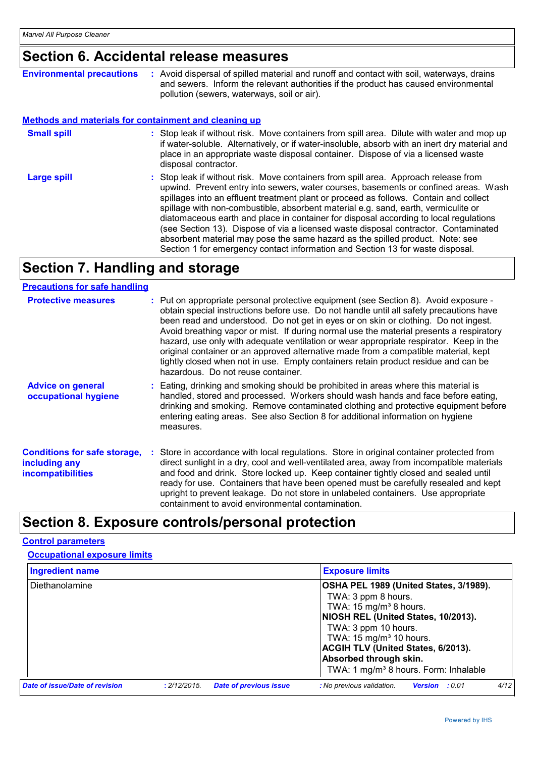# Section 6. Accidental release measures

**Environmental precautions** : Avoid dispersal of spilled material and runoff and contact with soil, waterways, drains and sewers. Inform the relevant authorities if the product has caused environmental pollution (sewers, waterways, soil or air).

## Methods and materials for containment and cleaning up

**Small spill** : Stop leak if without risk. Move containers from spill area. Dilute with water and mop up if water-soluble. Alternatively, or if water-insoluble, absorb with an inert dry material and place in an appropriate waste disposal container. Dispose of via a licensed waste disposal contractor.

**Large spill** : Stop leak if without risk. Move containers from spill area. Approach release from upwind. Prevent entry into sewers, water courses, basements or confined areas. Wash spillages into an effluent treatment plant or proceed as follows. Contain and collect spillage with non-combustible, absorbent material e.g. sand, earth, vermiculite or diatomaceous earth and place in container for disposal according to local regulations (see Section 13). Dispose of via a licensed waste disposal contractor. Contaminated absorbent material may pose the same hazard as the spilled product. Note: see Section 1 for emergency contact information and Section 13 for waste disposal.

# Section 7. Handling and storage

## Precautions for safe handling

**Protective measures** : Put on appropriate personal protective equipment (see Section 8). Avoid exposure - obtain special instructions before use. Do not handle until all safety precautions have been read and understood. Do not get in eyes or on skin or clothing. Do not ingest. Avoid breathing vapor or mist. If during normal use the material presents a respiratory hazard, use only with adequate ventilation or wear appropriate respirator. Keep in the original container or an approved alternative made from a compatible material, kept tightly closed when not in use. Empty containers retain product residue and can be hazardous. Do not reuse container.

**Advice on general occupational hygiene** : Eating, drinking and smoking should be prohibited in areas where this material is handled, stored and processed. Workers should wash hands and face before eating, drinking and smoking. Remove contaminated clothing and protective equipment before entering eating areas. See also Section 8 for additional information on hygiene measures.

**Conditions for safe storage, including any incompatibilities** : Store in accordance with local regulations. Store in original container protected from direct sunlight in a dry, cool and well-ventilated area, away from incompatible materials and food and drink. Store locked up. Keep container tightly closed and sealed until ready for use. Containers that have been opened must be carefully resealed and kept upright to prevent leakage. Do not store in unlabeled containers. Use appropriate containment to avoid environmental contamination.

# Section 8. Exposure controls/personal protection

## Control parameters

### Occupational exposure limits

| Ingredient name | Exposure limits |
|---|---|
| Diethanolamine | **OSHA PEL 1989 (United States, 3/1989).**<br>TWA: 3 ppm 8 hours.<br>TWA: 15 mg/m³ 8 hours.<br>**NIOSH REL (United States, 10/2013).**<br>TWA: 3 ppm 10 hours.<br>TWA: 15 mg/m³ 10 hours.<br>**ACGIH TLV (United States, 6/2013).**<br>**Absorbed through skin.**<br>TWA: 1 mg/m³ 8 hours. Form: Inhalable |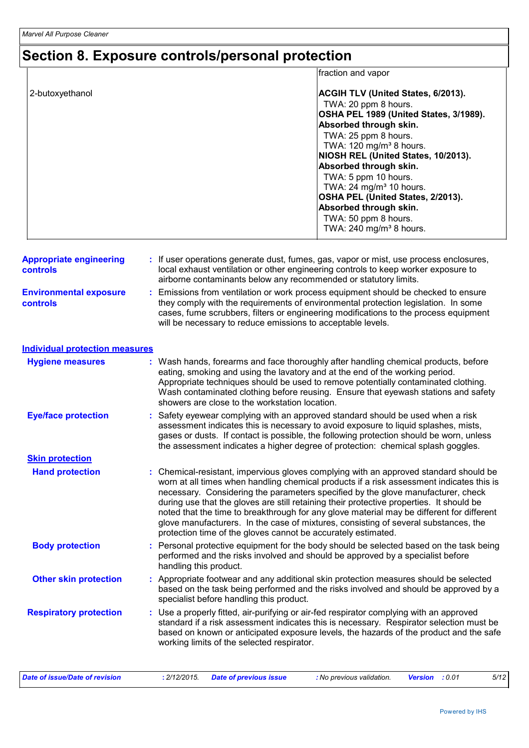# Section 8. Exposure controls/personal protection

| | |
|---|---|
| | fraction and vapor |
| 2-butoxyethanol | **ACGIH TLV (United States, 6/2013).**<br>TWA: 20 ppm 8 hours.<br>**OSHA PEL 1989 (United States, 3/1989).**<br>**Absorbed through skin.**<br>TWA: 25 ppm 8 hours.<br>TWA: 120 mg/m³ 8 hours.<br>**NIOSH REL (United States, 10/2013).**<br>**Absorbed through skin.**<br>TWA: 5 ppm 10 hours.<br>TWA: 24 mg/m³ 10 hours.<br>**OSHA PEL (United States, 2/2013).**<br>**Absorbed through skin.**<br>TWA: 50 ppm 8 hours.<br>TWA: 240 mg/m³ 8 hours. |

**Appropriate engineering controls** : If user operations generate dust, fumes, gas, vapor or mist, use process enclosures, local exhaust ventilation or other engineering controls to keep worker exposure to airborne contaminants below any recommended or statutory limits.

**Environmental exposure controls** : Emissions from ventilation or work process equipment should be checked to ensure they comply with the requirements of environmental protection legislation. In some cases, fume scrubbers, filters or engineering modifications to the process equipment will be necessary to reduce emissions to acceptable levels.

## Individual protection measures

**Hygiene measures** : Wash hands, forearms and face thoroughly after handling chemical products, before eating, smoking and using the lavatory and at the end of the working period. Appropriate techniques should be used to remove potentially contaminated clothing. Wash contaminated clothing before reusing. Ensure that eyewash stations and safety showers are close to the workstation location.

**Eye/face protection** : Safety eyewear complying with an approved standard should be used when a risk assessment indicates this is necessary to avoid exposure to liquid splashes, mists, gases or dusts. If contact is possible, the following protection should be worn, unless the assessment indicates a higher degree of protection: chemical splash goggles.

### Skin protection

**Hand protection** : Chemical-resistant, impervious gloves complying with an approved standard should be worn at all times when handling chemical products if a risk assessment indicates this is necessary. Considering the parameters specified by the glove manufacturer, check during use that the gloves are still retaining their protective properties. It should be noted that the time to breakthrough for any glove material may be different for different glove manufacturers. In the case of mixtures, consisting of several substances, the protection time of the gloves cannot be accurately estimated.

**Body protection** : Personal protective equipment for the body should be selected based on the task being performed and the risks involved and should be approved by a specialist before handling this product.

**Other skin protection** : Appropriate footwear and any additional skin protection measures should be selected based on the task being performed and the risks involved and should be approved by a specialist before handling this product.

**Respiratory protection** : Use a properly fitted, air-purifying or air-fed respirator complying with an approved standard if a risk assessment indicates this is necessary. Respirator selection must be based on known or anticipated exposure levels, the hazards of the product and the safe working limits of the selected respirator.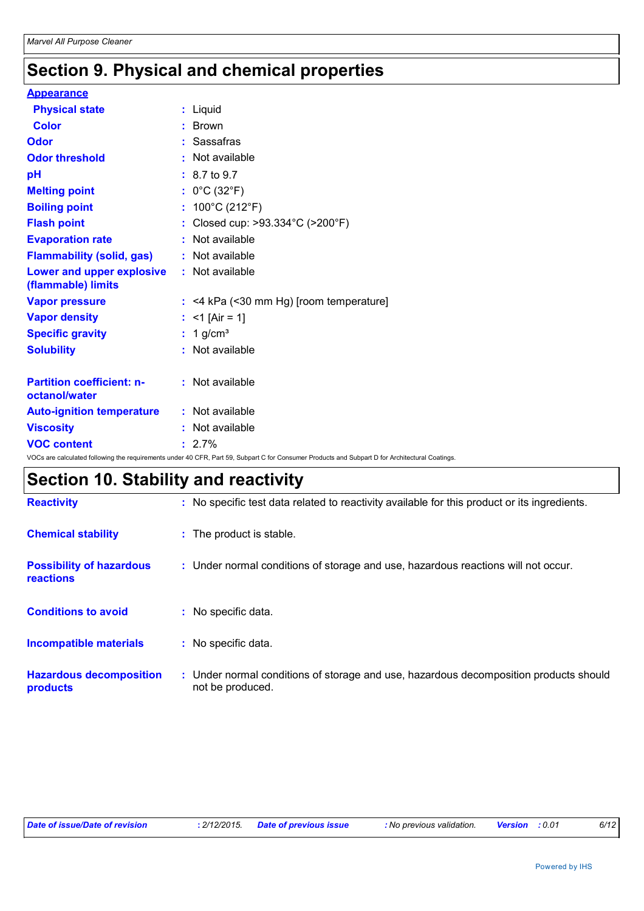# Section 9. Physical and chemical properties

**Appearance**

| Property | Value |
|---|---|
| **Physical state** | Liquid |
| **Color** | Brown |
| **Odor** | Sassafras |
| **Odor threshold** | Not available |
| **pH** | 8.7 to 9.7 |
| **Melting point** | 0°C (32°F) |
| **Boiling point** | 100°C (212°F) |
| **Flash point** | Closed cup: >93.334°C (>200°F) |
| **Evaporation rate** | Not available |
| **Flammability (solid, gas)** | Not available |
| **Lower and upper explosive (flammable) limits** | Not available |
| **Vapor pressure** | <4 kPa (<30 mm Hg) [room temperature] |
| **Vapor density** | <1 [Air = 1] |
| **Specific gravity** | 1 g/cm³ |
| **Solubility** | Not available |
| **Partition coefficient: n-octanol/water** | Not available |
| **Auto-ignition temperature** | Not available |
| **Viscosity** | Not available |
| **VOC content** | 2.7% |

VOCs are calculated following the requirements under 40 CFR, Part 59, Subpart C for Consumer Products and Subpart D for Architectural Coatings.

# Section 10. Stability and reactivity

| Property | Value |
|---|---|
| **Reactivity** | No specific test data related to reactivity available for this product or its ingredients. |
| **Chemical stability** | The product is stable. |
| **Possibility of hazardous reactions** | Under normal conditions of storage and use, hazardous reactions will not occur. |
| **Conditions to avoid** | No specific data. |
| **Incompatible materials** | No specific data. |
| **Hazardous decomposition products** | Under normal conditions of storage and use, hazardous decomposition products should not be produced. |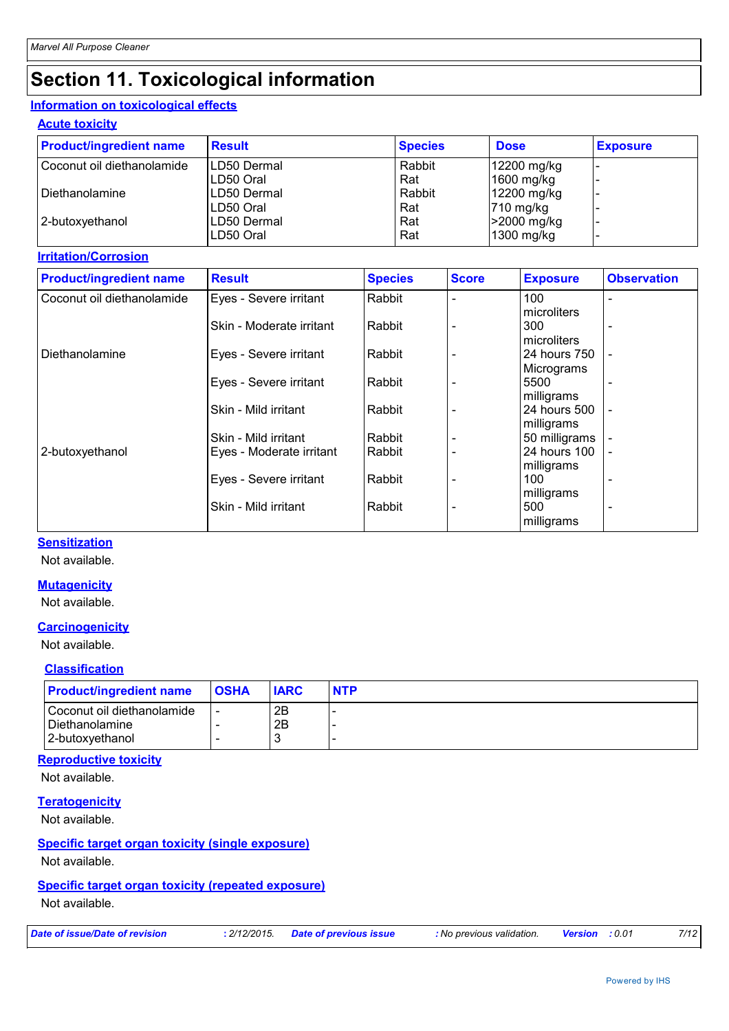# Section 11. Toxicological information

## Information on toxicological effects

### Acute toxicity

| Product/ingredient name | Result | Species | Dose | Exposure |
|---|---|---|---|---|
| Coconut oil diethanolamide | LD50 Dermal | Rabbit | 12200 mg/kg | - |
| | LD50 Oral | Rat | 1600 mg/kg | - |
| Diethanolamine | LD50 Dermal | Rabbit | 12200 mg/kg | - |
| | LD50 Oral | Rat | 710 mg/kg | - |
| 2-butoxyethanol | LD50 Dermal | Rat | >2000 mg/kg | - |
| | LD50 Oral | Rat | 1300 mg/kg | - |

### Irritation/Corrosion

| Product/ingredient name | Result | Species | Score | Exposure | Observation |
|---|---|---|---|---|---|
| Coconut oil diethanolamide | Eyes - Severe irritant | Rabbit | - | 100 microliters | - |
| | Skin - Moderate irritant | Rabbit | - | 300 microliters | - |
| Diethanolamine | Eyes - Severe irritant | Rabbit | - | 24 hours 750 Micrograms | - |
| | Eyes - Severe irritant | Rabbit | - | 5500 milligrams | - |
| | Skin - Mild irritant | Rabbit | - | 24 hours 500 milligrams | - |
| | Skin - Mild irritant | Rabbit | - | 50 milligrams | - |
| 2-butoxyethanol | Eyes - Moderate irritant | Rabbit | - | 24 hours 100 milligrams | - |
| | Eyes - Severe irritant | Rabbit | - | 100 milligrams | - |
| | Skin - Mild irritant | Rabbit | - | 500 milligrams | - |

### Sensitization

Not available.

### Mutagenicity

Not available.

### Carcinogenicity

Not available.

### Classification

| Product/ingredient name | OSHA | IARC | NTP |
|---|---|---|---|
| Coconut oil diethanolamide | - | 2B | - |
| Diethanolamine | - | 2B | - |
| 2-butoxyethanol | - | 3 | - |

### Reproductive toxicity

Not available.

### Teratogenicity

Not available.

### Specific target organ toxicity (single exposure)

Not available.

### Specific target organ toxicity (repeated exposure)

Not available.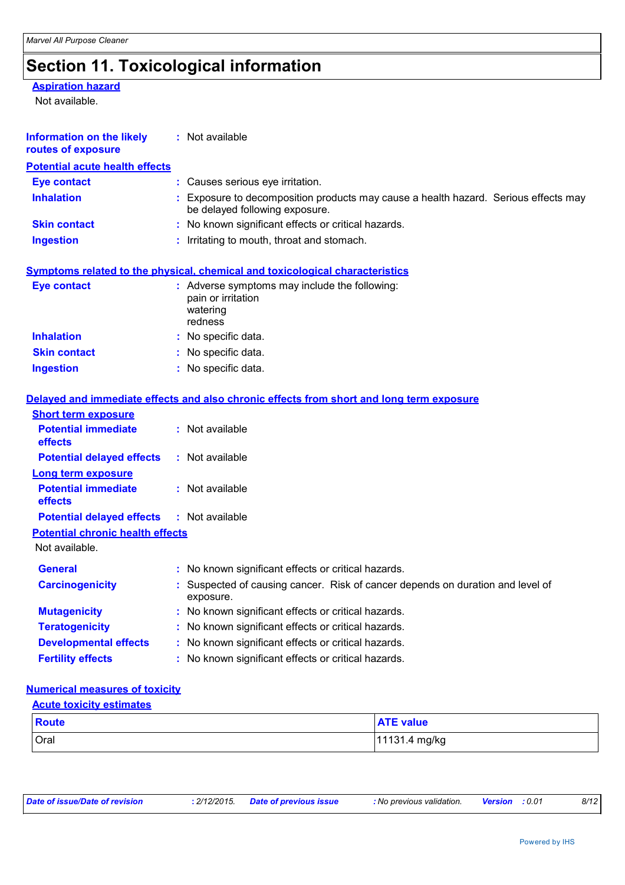# Section 11. Toxicological information

**Aspiration hazard**

Not available.

**Information on the likely routes of exposure** : Not available

**Potential acute health effects**

**Eye contact** : Causes serious eye irritation.

**Inhalation** : Exposure to decomposition products may cause a health hazard. Serious effects may be delayed following exposure.

**Skin contact** : No known significant effects or critical hazards.

**Ingestion** : Irritating to mouth, throat and stomach.

**Symptoms related to the physical, chemical and toxicological characteristics**

**Eye contact** : Adverse symptoms may include the following:
pain or irritation
watering
redness

**Inhalation** : No specific data.

**Skin contact** : No specific data.

**Ingestion** : No specific data.

**Delayed and immediate effects and also chronic effects from short and long term exposure**

**Short term exposure**

**Potential immediate effects** : Not available

**Potential delayed effects** : Not available

**Long term exposure**

**Potential immediate effects** : Not available

**Potential delayed effects** : Not available

**Potential chronic health effects**

Not available.

**General** : No known significant effects or critical hazards.

**Carcinogenicity** : Suspected of causing cancer. Risk of cancer depends on duration and level of exposure.

**Mutagenicity** : No known significant effects or critical hazards.

**Teratogenicity** : No known significant effects or critical hazards.

**Developmental effects** : No known significant effects or critical hazards.

**Fertility effects** : No known significant effects or critical hazards.

**Numerical measures of toxicity**

**Acute toxicity estimates**

| Route | ATE value |
|---|---|
| Oral | 11131.4 mg/kg |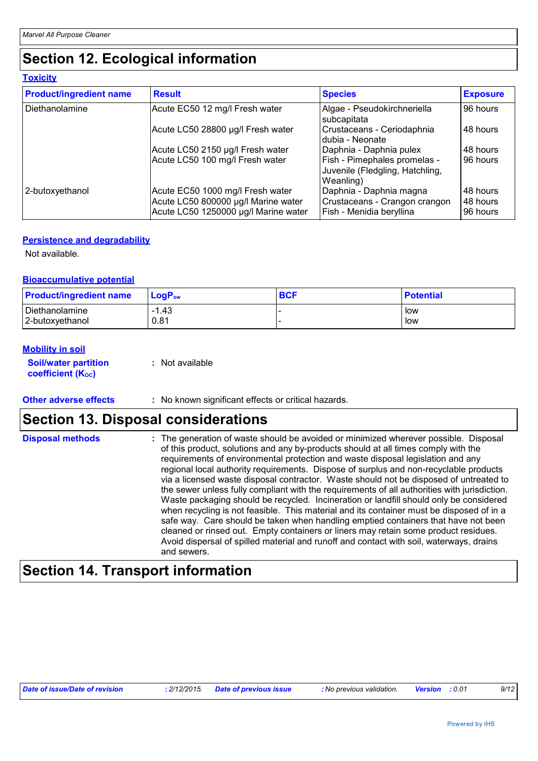# Section 12. Ecological information

### Toxicity

| Product/ingredient name | Result | Species | Exposure |
| --- | --- | --- | --- |
| Diethanolamine | Acute EC50 12 mg/l Fresh water | Algae - Pseudokirchneriella subcapitata | 96 hours |
| | Acute LC50 28800 µg/l Fresh water | Crustaceans - Ceriodaphnia dubia - Neonate | 48 hours |
| | Acute LC50 2150 µg/l Fresh water | Daphnia - Daphnia pulex | 48 hours |
| | Acute LC50 100 mg/l Fresh water | Fish - Pimephales promelas - Juvenile (Fledgling, Hatchling, Weanling) | 96 hours |
| 2-butoxyethanol | Acute EC50 1000 mg/l Fresh water | Daphnia - Daphnia magna | 48 hours |
| | Acute LC50 800000 µg/l Marine water | Crustaceans - Crangon crangon | 48 hours |
| | Acute LC50 1250000 µg/l Marine water | Fish - Menidia beryllina | 96 hours |

### Persistence and degradability

Not available.

### Bioaccumulative potential

| Product/ingredient name | $LogP_{ow}$ | BCF | Potential |
| --- | --- | --- | --- |
| Diethanolamine | -1.43 | - | low |
| 2-butoxyethanol | 0.81 | - | low |

### Mobility in soil

**Soil/water partition coefficient ($K_{OC}$)** : Not available

**Other adverse effects** : No known significant effects or critical hazards.

# Section 13. Disposal considerations

**Disposal methods** : The generation of waste should be avoided or minimized wherever possible. Disposal of this product, solutions and any by-products should at all times comply with the requirements of environmental protection and waste disposal legislation and any regional local authority requirements. Dispose of surplus and non-recyclable products via a licensed waste disposal contractor. Waste should not be disposed of untreated to the sewer unless fully compliant with the requirements of all authorities with jurisdiction. Waste packaging should be recycled. Incineration or landfill should only be considered when recycling is not feasible. This material and its container must be disposed of in a safe way. Care should be taken when handling emptied containers that have not been cleaned or rinsed out. Empty containers or liners may retain some product residues. Avoid dispersal of spilled material and runoff and contact with soil, waterways, drains and sewers.

# Section 14. Transport information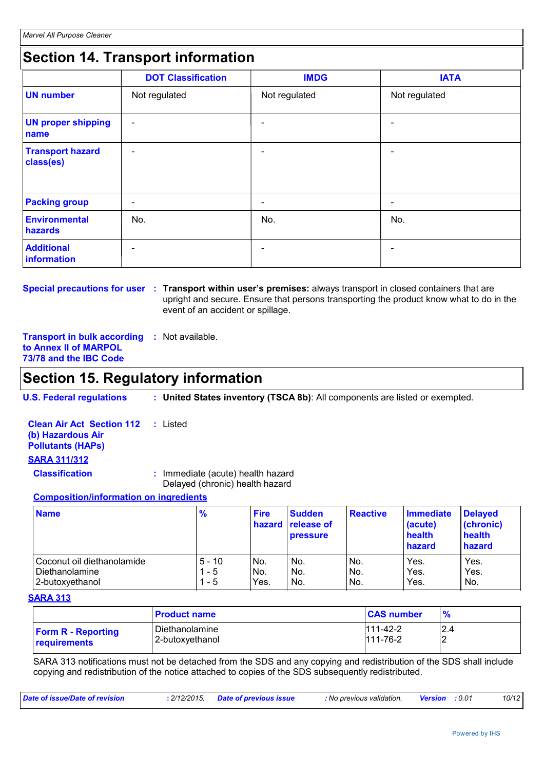## Section 14. Transport information

| | DOT Classification | IMDG | IATA |
|---|---|---|---|
| **UN number** | Not regulated | Not regulated | Not regulated |
| **UN proper shipping name** | - | - | - |
| **Transport hazard class(es)** | - | - | - |
| **Packing group** | - | - | - |
| **Environmental hazards** | No. | No. | No. |
| **Additional information** | - | - | - |

**Special precautions for user** : **Transport within user's premises:** always transport in closed containers that are upright and secure. Ensure that persons transporting the product know what to do in the event of an accident or spillage.

**Transport in bulk according to Annex II of MARPOL 73/78 and the IBC Code** : Not available.

## Section 15. Regulatory information

**U.S. Federal regulations** : **United States inventory (TSCA 8b)**: All components are listed or exempted.

**Clean Air Act Section 112 (b) Hazardous Air Pollutants (HAPs)** : Listed

**SARA 311/312**

**Classification** : Immediate (acute) health hazard
Delayed (chronic) health hazard

**Composition/information on ingredients**

| Name | % | Fire hazard | Sudden release of pressure | Reactive | Immediate (acute) health hazard | Delayed (chronic) health hazard |
|---|---|---|---|---|---|---|
| Coconut oil diethanolamide | 5 - 10 | No. | No. | No. | Yes. | Yes. |
| Diethanolamine | 1 - 5 | No. | No. | No. | Yes. | Yes. |
| 2-butoxyethanol | 1 - 5 | Yes. | No. | No. | Yes. | No. |

**SARA 313**

| | Product name | CAS number | % |
|---|---|---|---|
| **Form R - Reporting requirements** | Diethanolamine | 111-42-2 | 2.4 |
| | 2-butoxyethanol | 111-76-2 | 2 |

SARA 313 notifications must not be detached from the SDS and any copying and redistribution of the SDS shall include copying and redistribution of the notice attached to copies of the SDS subsequently redistributed.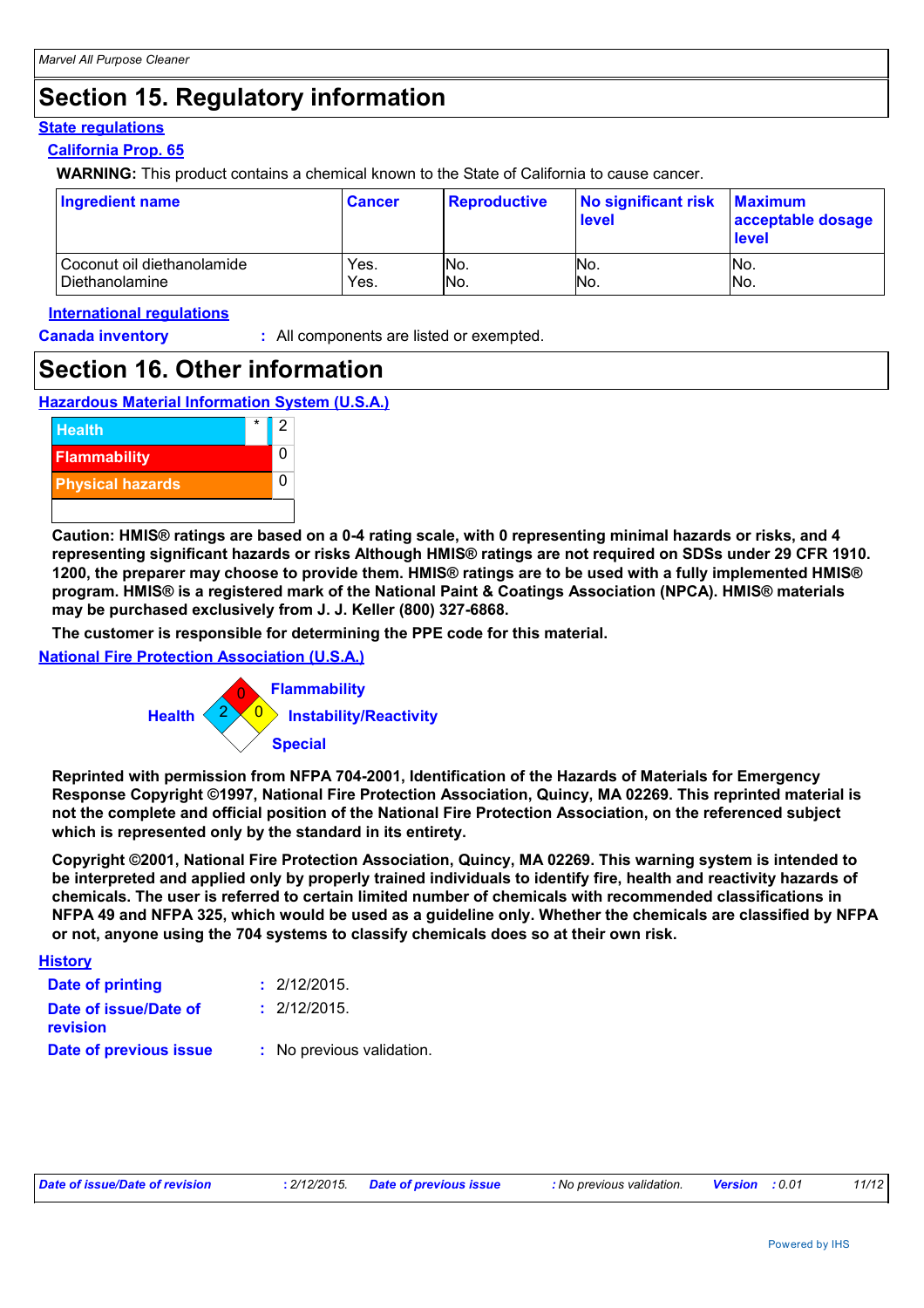# Section 15. Regulatory information

**State regulations**

**California Prop. 65**

**WARNING:** This product contains a chemical known to the State of California to cause cancer.

| Ingredient name | Cancer | Reproductive | No significant risk level | Maximum acceptable dosage level |
|---|---|---|---|---|
| Coconut oil diethanolamide | Yes. | No. | No. | No. |
| Diethanolamine | Yes. | No. | No. | No. |

**International regulations**

**Canada inventory** : All components are listed or exempted.

# Section 16. Other information

**Hazardous Material Information System (U.S.A.)**

| | | |
|---|---|---|
| Health | * | 2 |
| Flammability | | 0 |
| Physical hazards | | 0 |
| | | |

**Caution: HMIS® ratings are based on a 0-4 rating scale, with 0 representing minimal hazards or risks, and 4 representing significant hazards or risks Although HMIS® ratings are not required on SDSs under 29 CFR 1910. 1200, the preparer may choose to provide them. HMIS® ratings are to be used with a fully implemented HMIS® program. HMIS® is a registered mark of the National Paint & Coatings Association (NPCA). HMIS® materials may be purchased exclusively from J. J. Keller (800) 327-6868.**

**The customer is responsible for determining the PPE code for this material.**

**National Fire Protection Association (U.S.A.)**

- Health: 2
- Flammability: 0
- Instability/Reactivity: 0
- Special:

**Reprinted with permission from NFPA 704-2001, Identification of the Hazards of Materials for Emergency Response Copyright ©1997, National Fire Protection Association, Quincy, MA 02269. This reprinted material is not the complete and official position of the National Fire Protection Association, on the referenced subject which is represented only by the standard in its entirety.**

**Copyright ©2001, National Fire Protection Association, Quincy, MA 02269. This warning system is intended to be interpreted and applied only by properly trained individuals to identify fire, health and reactivity hazards of chemicals. The user is referred to certain limited number of chemicals with recommended classifications in NFPA 49 and NFPA 325, which would be used as a guideline only. Whether the chemicals are classified by NFPA or not, anyone using the 704 systems to classify chemicals does so at their own risk.**

**History**

**Date of printing** : 2/12/2015.

**Date of issue/Date of revision** : 2/12/2015.

**Date of previous issue** : No previous validation.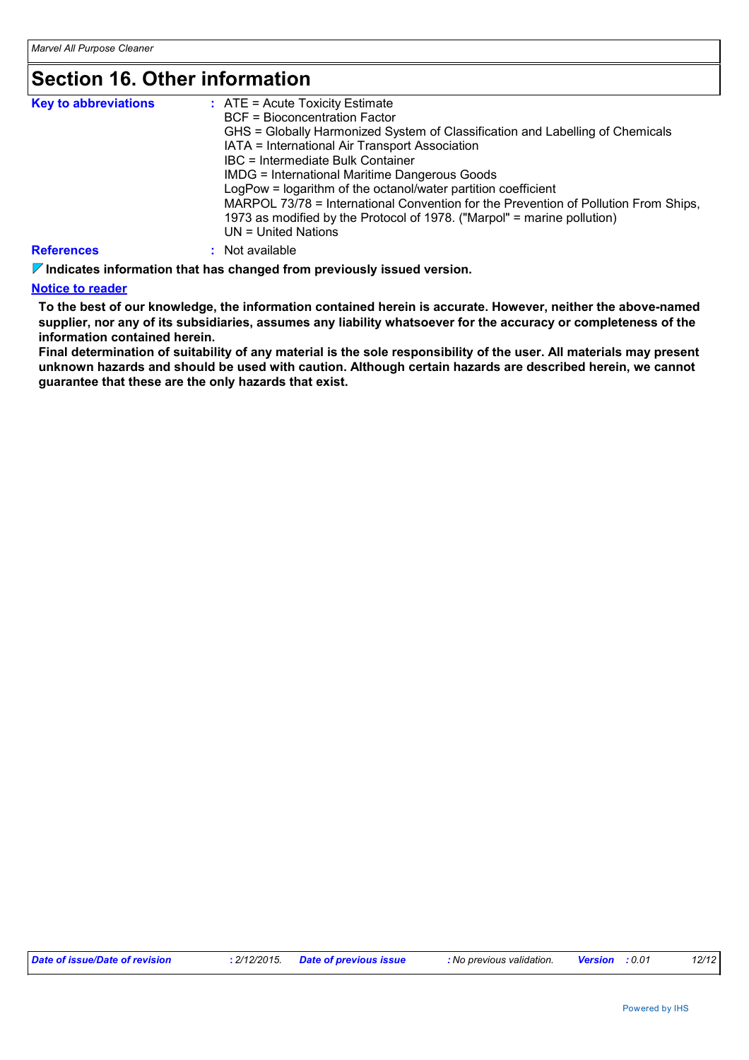## Section 16. Other information

**Key to abbreviations** : ATE = Acute Toxicity Estimate
BCF = Bioconcentration Factor
GHS = Globally Harmonized System of Classification and Labelling of Chemicals
IATA = International Air Transport Association
IBC = Intermediate Bulk Container
IMDG = International Maritime Dangerous Goods
LogPow = logarithm of the octanol/water partition coefficient
MARPOL 73/78 = International Convention for the Prevention of Pollution From Ships, 1973 as modified by the Protocol of 1978. ("Marpol" = marine pollution)
UN = United Nations

**References** : Not available

**Indicates information that has changed from previously issued version.**

**Notice to reader**

**To the best of our knowledge, the information contained herein is accurate. However, neither the above-named supplier, nor any of its subsidiaries, assumes any liability whatsoever for the accuracy or completeness of the information contained herein.**

**Final determination of suitability of any material is the sole responsibility of the user. All materials may present unknown hazards and should be used with caution. Although certain hazards are described herein, we cannot guarantee that these are the only hazards that exist.**